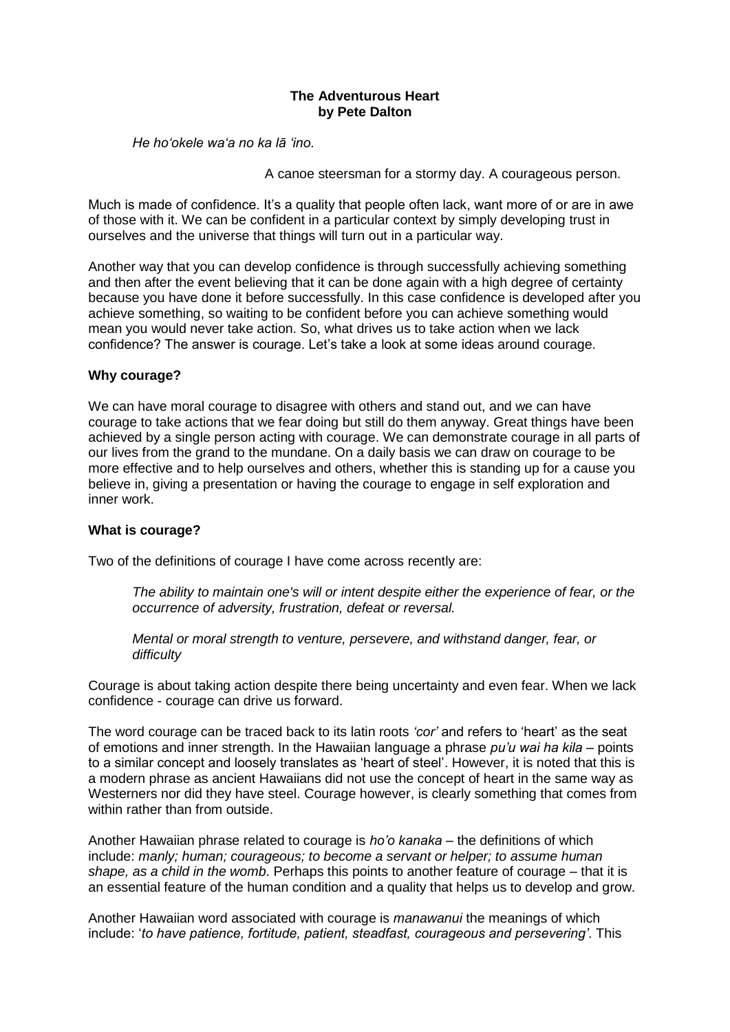# The Adventurous Heart
## by Pete Dalton

*He hoʻokele waʻa no ka lā ʻino.*

A canoe steersman for a stormy day. A courageous person.

Much is made of confidence. It's a quality that people often lack, want more of or are in awe of those with it. We can be confident in a particular context by simply developing trust in ourselves and the universe that things will turn out in a particular way.

Another way that you can develop confidence is through successfully achieving something and then after the event believing that it can be done again with a high degree of certainty because you have done it before successfully. In this case confidence is developed after you achieve something, so waiting to be confident before you can achieve something would mean you would never take action. So, what drives us to take action when we lack confidence? The answer is courage. Let's take a look at some ideas around courage.

**Why courage?**

We can have moral courage to disagree with others and stand out, and we can have courage to take actions that we fear doing but still do them anyway. Great things have been achieved by a single person acting with courage. We can demonstrate courage in all parts of our lives from the grand to the mundane. On a daily basis we can draw on courage to be more effective and to help ourselves and others, whether this is standing up for a cause you believe in, giving a presentation or having the courage to engage in self exploration and inner work.

**What is courage?**

Two of the definitions of courage I have come across recently are:

> *The ability to maintain one's will or intent despite either the experience of fear, or the occurrence of adversity, frustration, defeat or reversal.*
>
> *Mental or moral strength to venture, persevere, and withstand danger, fear, or difficulty*

Courage is about taking action despite there being uncertainty and even fear. When we lack confidence - courage can drive us forward.

The word courage can be traced back to its latin roots *'cor'* and refers to 'heart' as the seat of emotions and inner strength. In the Hawaiian language a phrase *pu'u wai ha kila* – points to a similar concept and loosely translates as 'heart of steel'. However, it is noted that this is a modern phrase as ancient Hawaiians did not use the concept of heart in the same way as Westerners nor did they have steel. Courage however, is clearly something that comes from within rather than from outside.

Another Hawaiian phrase related to courage is *ho'o kanaka* – the definitions of which include: *manly; human; courageous; to become a servant or helper; to assume human shape, as a child in the womb*. Perhaps this points to another feature of courage – that it is an essential feature of the human condition and a quality that helps us to develop and grow.

Another Hawaiian word associated with courage is *manawanui* the meanings of which include: '*to have patience, fortitude, patient, steadfast, courageous and persevering'*. This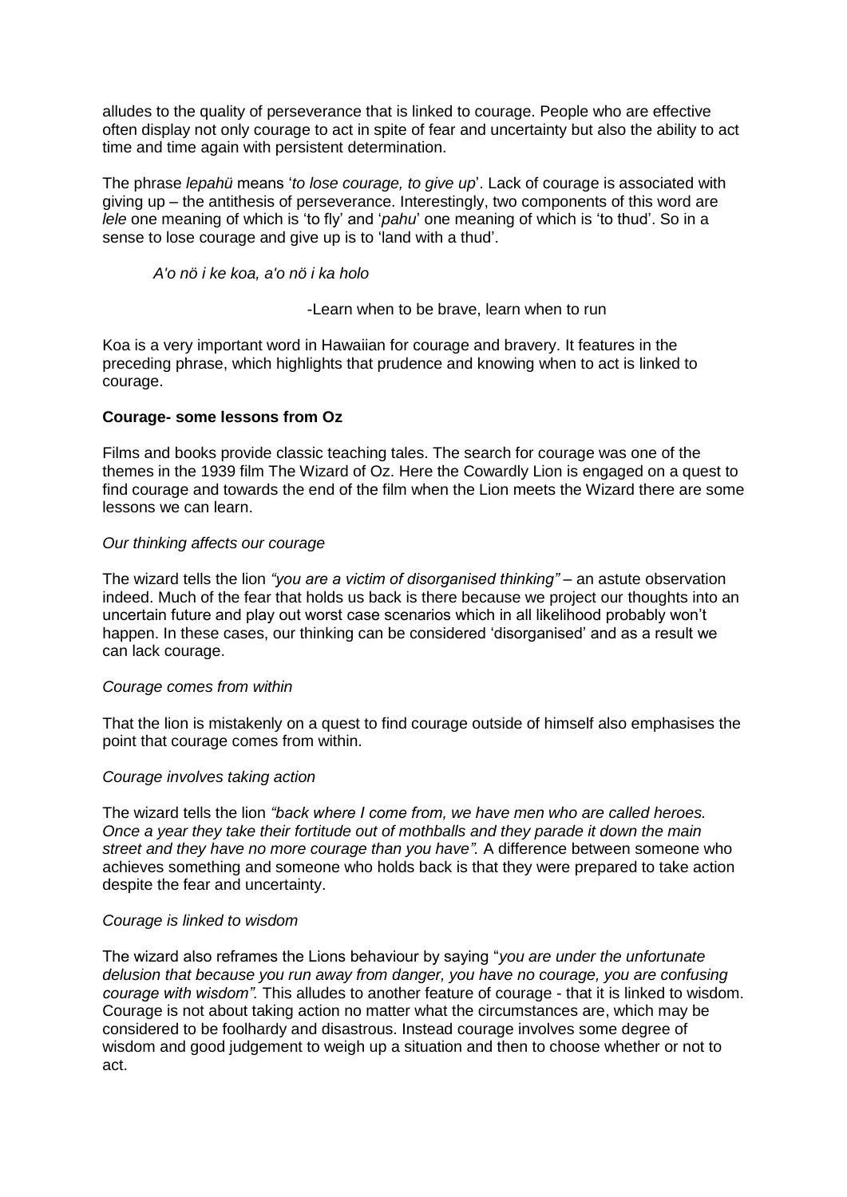alludes to the quality of perseverance that is linked to courage. People who are effective often display not only courage to act in spite of fear and uncertainty but also the ability to act time and time again with persistent determination.

The phrase *lepahü* means '*to lose courage, to give up*'. Lack of courage is associated with giving up – the antithesis of perseverance. Interestingly, two components of this word are *lele* one meaning of which is 'to fly' and '*pahu*' one meaning of which is 'to thud'. So in a sense to lose courage and give up is to 'land with a thud'.

> *A'o nö i ke koa, a'o nö i ka holo*
>
> -Learn when to be brave, learn when to run

Koa is a very important word in Hawaiian for courage and bravery. It features in the preceding phrase, which highlights that prudence and knowing when to act is linked to courage.

**Courage- some lessons from Oz**

Films and books provide classic teaching tales. The search for courage was one of the themes in the 1939 film The Wizard of Oz. Here the Cowardly Lion is engaged on a quest to find courage and towards the end of the film when the Lion meets the Wizard there are some lessons we can learn.

*Our thinking affects our courage*

The wizard tells the lion *"you are a victim of disorganised thinking"* – an astute observation indeed. Much of the fear that holds us back is there because we project our thoughts into an uncertain future and play out worst case scenarios which in all likelihood probably won't happen. In these cases, our thinking can be considered 'disorganised' and as a result we can lack courage.

*Courage comes from within*

That the lion is mistakenly on a quest to find courage outside of himself also emphasises the point that courage comes from within.

*Courage involves taking action*

The wizard tells the lion *"back where I come from, we have men who are called heroes. Once a year they take their fortitude out of mothballs and they parade it down the main street and they have no more courage than you have".* A difference between someone who achieves something and someone who holds back is that they were prepared to take action despite the fear and uncertainty.

*Courage is linked to wisdom*

The wizard also reframes the Lions behaviour by saying "*you are under the unfortunate delusion that because you run away from danger, you have no courage, you are confusing courage with wisdom".* This alludes to another feature of courage - that it is linked to wisdom. Courage is not about taking action no matter what the circumstances are, which may be considered to be foolhardy and disastrous. Instead courage involves some degree of wisdom and good judgement to weigh up a situation and then to choose whether or not to act.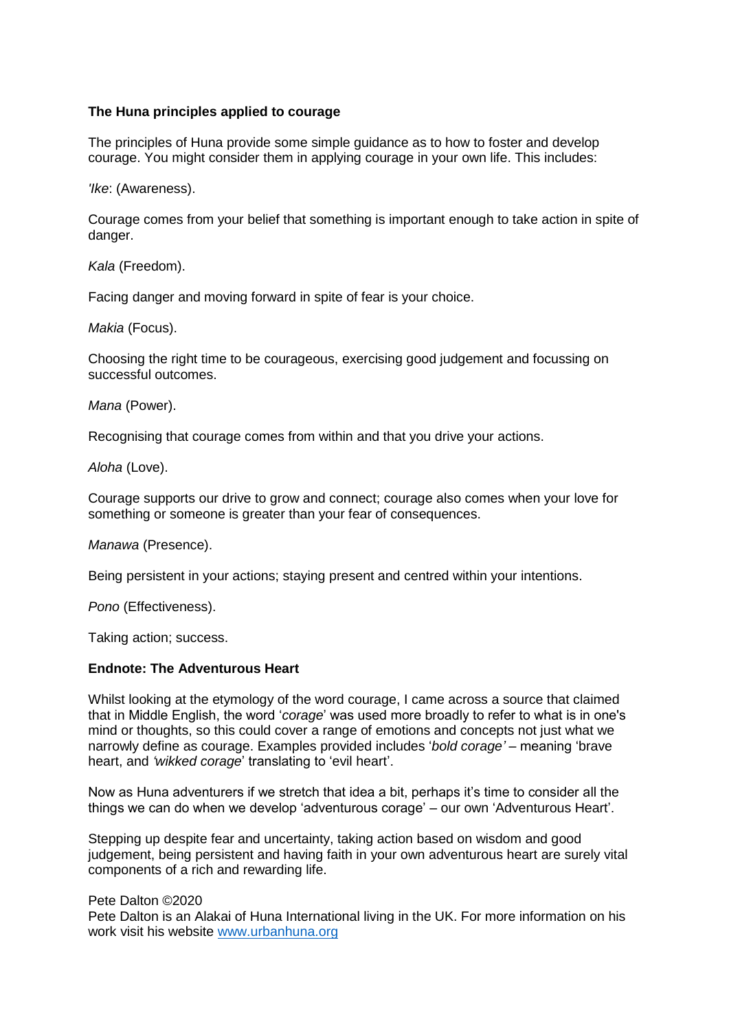**The Huna principles applied to courage**

The principles of Huna provide some simple guidance as to how to foster and develop courage. You might consider them in applying courage in your own life. This includes:

*'Ike*: (Awareness).

Courage comes from your belief that something is important enough to take action in spite of danger.

*Kala* (Freedom).

Facing danger and moving forward in spite of fear is your choice.

*Makia* (Focus).

Choosing the right time to be courageous, exercising good judgement and focussing on successful outcomes.

*Mana* (Power).

Recognising that courage comes from within and that you drive your actions.

*Aloha* (Love).

Courage supports our drive to grow and connect; courage also comes when your love for something or someone is greater than your fear of consequences.

*Manawa* (Presence).

Being persistent in your actions; staying present and centred within your intentions.

*Pono* (Effectiveness).

Taking action; success.

**Endnote: The Adventurous Heart**

Whilst looking at the etymology of the word courage, I came across a source that claimed that in Middle English, the word '*corage*' was used more broadly to refer to what is in one's mind or thoughts, so this could cover a range of emotions and concepts not just what we narrowly define as courage. Examples provided includes '*bold corage'* – meaning 'brave heart, and *'wikked corage*' translating to 'evil heart'.

Now as Huna adventurers if we stretch that idea a bit, perhaps it's time to consider all the things we can do when we develop 'adventurous corage' – our own 'Adventurous Heart'.

Stepping up despite fear and uncertainty, taking action based on wisdom and good judgement, being persistent and having faith in your own adventurous heart are surely vital components of a rich and rewarding life.

Pete Dalton ©2020
Pete Dalton is an Alakai of Huna International living in the UK. For more information on his work visit his website www.urbanhuna.org